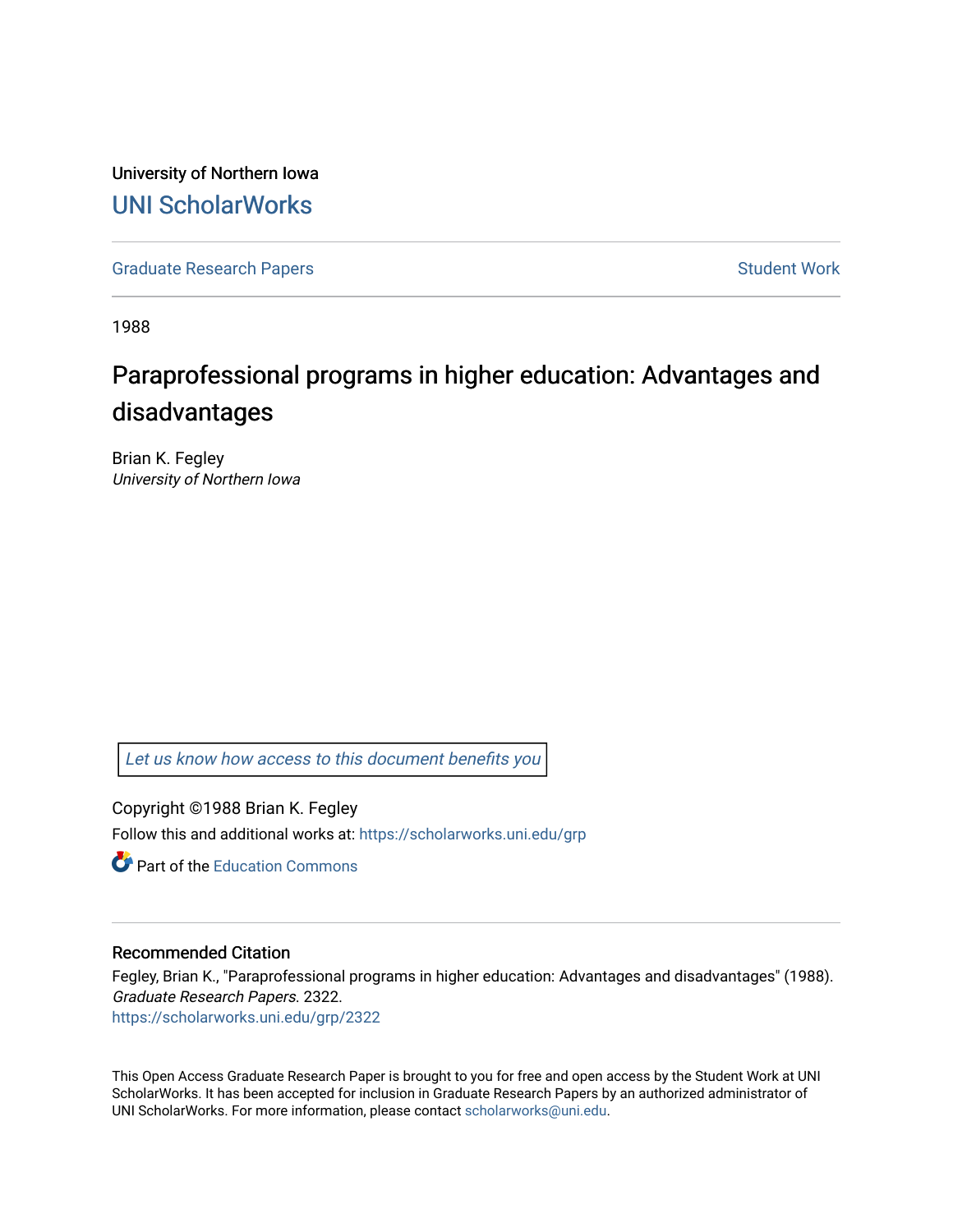University of Northern Iowa

# UNI ScholarWorks

Graduate Research Papers

Student Work

1988

## Paraprofessional programs in higher education: Advantages and disadvantages

Brian K. Fegley

*University of Northern Iowa*

*Let us know how access to this document benefits you*

Copyright ©1988 Brian K. Fegley

Follow this and additional works at: https://scholarworks.uni.edu/grp

Part of the Education Commons

### Recommended Citation

Fegley, Brian K., "Paraprofessional programs in higher education: Advantages and disadvantages" (1988). *Graduate Research Papers*. 2322.

https://scholarworks.uni.edu/grp/2322

This Open Access Graduate Research Paper is brought to you for free and open access by the Student Work at UNI ScholarWorks. It has been accepted for inclusion in Graduate Research Papers by an authorized administrator of UNI ScholarWorks. For more information, please contact scholarworks@uni.edu.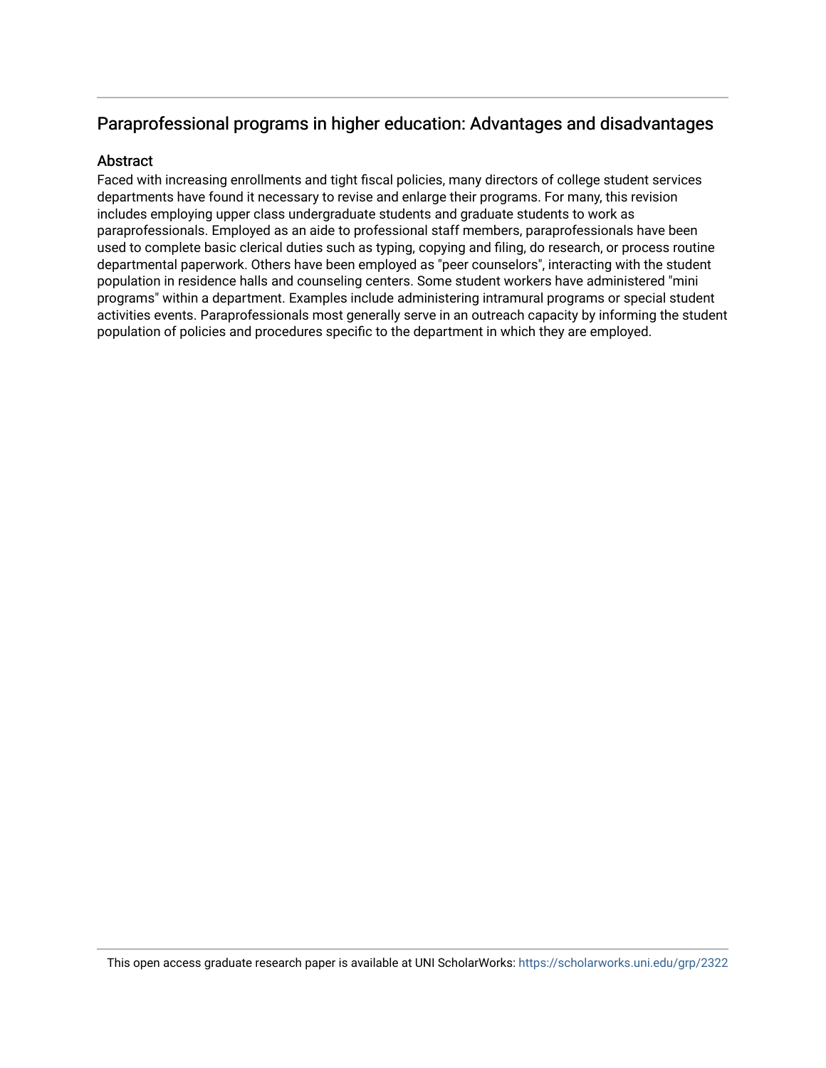## Paraprofessional programs in higher education: Advantages and disadvantages

### Abstract

Faced with increasing enrollments and tight fiscal policies, many directors of college student services departments have found it necessary to revise and enlarge their programs. For many, this revision includes employing upper class undergraduate students and graduate students to work as paraprofessionals. Employed as an aide to professional staff members, paraprofessionals have been used to complete basic clerical duties such as typing, copying and filing, do research, or process routine departmental paperwork. Others have been employed as "peer counselors", interacting with the student population in residence halls and counseling centers. Some student workers have administered "mini programs" within a department. Examples include administering intramural programs or special student activities events. Paraprofessionals most generally serve in an outreach capacity by informing the student population of policies and procedures specific to the department in which they are employed.

This open access graduate research paper is available at UNI ScholarWorks: https://scholarworks.uni.edu/grp/2322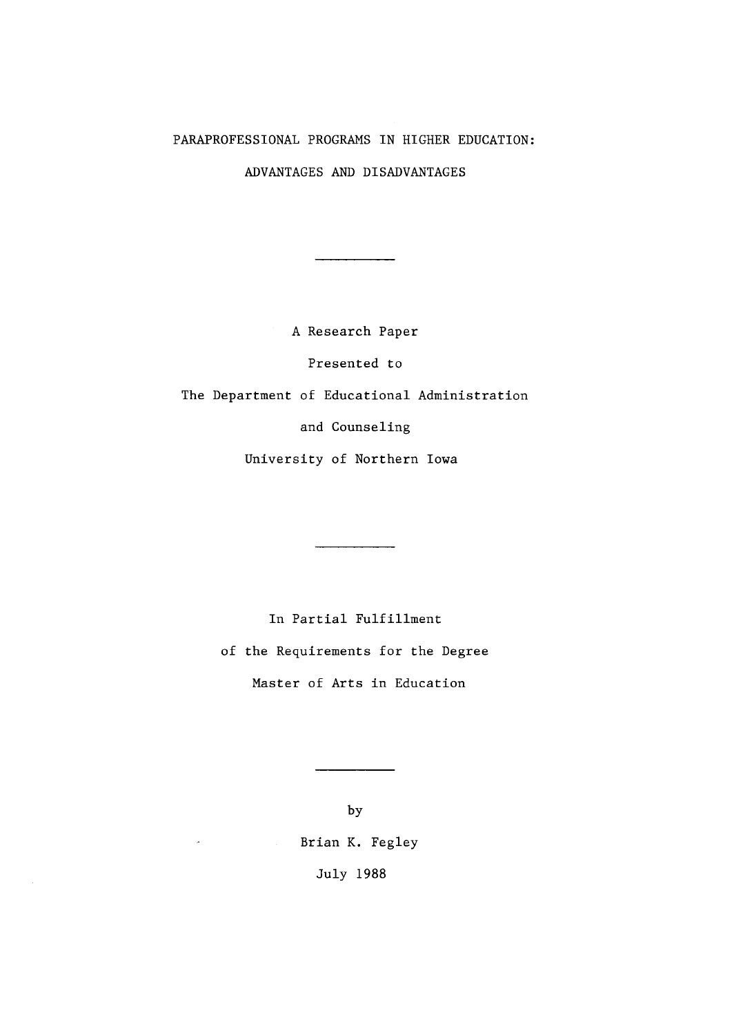# PARAPROFESSIONAL PROGRAMS IN HIGHER EDUCATION:

# ADVANTAGES AND DISADVANTAGES

---

A Research Paper

Presented to

The Department of Educational Administration

and Counseling

University of Northern Iowa

---

In Partial Fulfillment

of the Requirements for the Degree

Master of Arts in Education

---

by

Brian K. Fegley

July 1988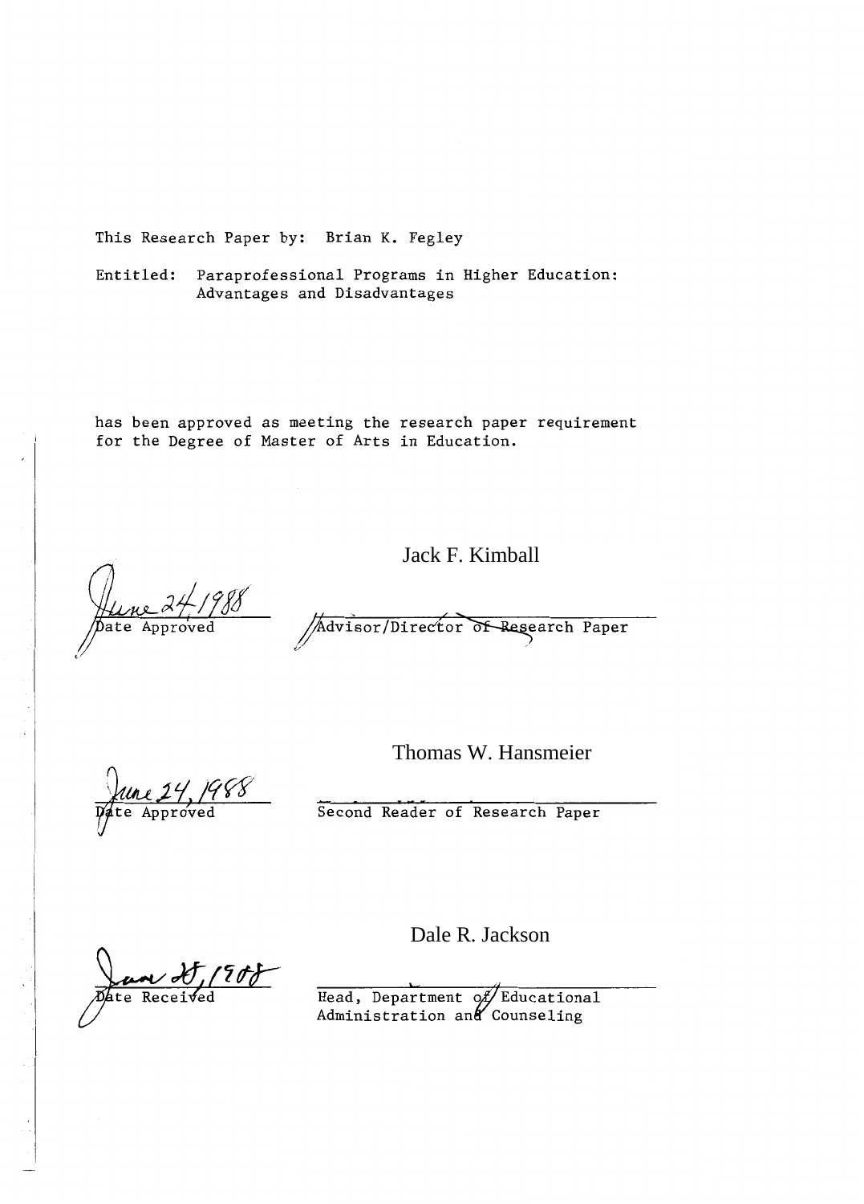This Research Paper by: Brian K. Fegley

Entitled: Paraprofessional Programs in Higher Education: Advantages and Disadvantages

has been approved as meeting the research paper requirement for the Degree of Master of Arts in Education.

June 24, 1988
Date Approved

Jack F. Kimball
Advisor/Director of Research Paper

June 24, 1988
Date Approved

Thomas W. Hansmeier
Second Reader of Research Paper

June 28, 1988
Date Received

Dale R. Jackson
Head, Department of Educational Administration and Counseling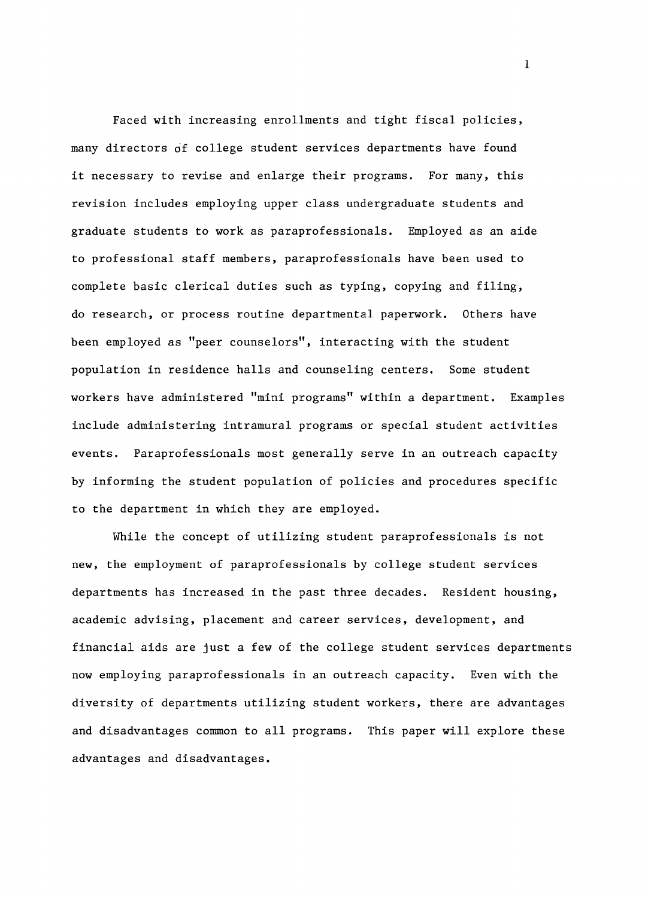Faced with increasing enrollments and tight fiscal policies, many directors of college student services departments have found it necessary to revise and enlarge their programs. For many, this revision includes employing upper class undergraduate students and graduate students to work as paraprofessionals. Employed as an aide to professional staff members, paraprofessionals have been used to complete basic clerical duties such as typing, copying and filing, do research, or process routine departmental paperwork. Others have been employed as "peer counselors", interacting with the student population in residence halls and counseling centers. Some student workers have administered "mini programs" within a department. Examples include administering intramural programs or special student activities events. Paraprofessionals most generally serve in an outreach capacity by informing the student population of policies and procedures specific to the department in which they are employed.

While the concept of utilizing student paraprofessionals is not new, the employment of paraprofessionals by college student services departments has increased in the past three decades. Resident housing, academic advising, placement and career services, development, and financial aids are just a few of the college student services departments now employing paraprofessionals in an outreach capacity. Even with the diversity of departments utilizing student workers, there are advantages and disadvantages common to all programs. This paper will explore these advantages and disadvantages.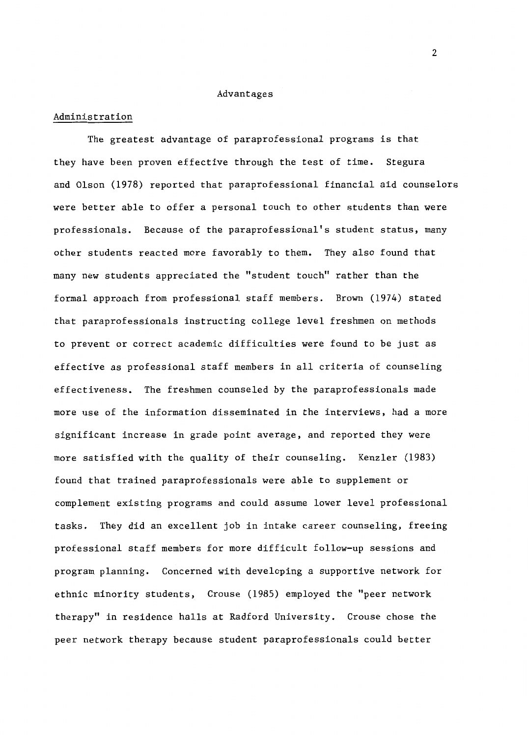## Advantages

### Administration

The greatest advantage of paraprofessional programs is that they have been proven effective through the test of time. Stegura and Olson (1978) reported that paraprofessional financial aid counselors were better able to offer a personal touch to other students than were professionals. Because of the paraprofessional's student status, many other students reacted more favorably to them. They also found that many new students appreciated the "student touch" rather than the formal approach from professional staff members. Brown (1974) stated that paraprofessionals instructing college level freshmen on methods to prevent or correct academic difficulties were found to be just as effective as professional staff members in all criteria of counseling effectiveness. The freshmen counseled by the paraprofessionals made more use of the information disseminated in the interviews, had a more significant increase in grade point average, and reported they were more satisfied with the quality of their counseling. Kenzler (1983) found that trained paraprofessionals were able to supplement or complement existing programs and could assume lower level professional tasks. They did an excellent job in intake career counseling, freeing professional staff members for more difficult follow-up sessions and program planning. Concerned with developing a supportive network for ethnic minority students, Crouse (1985) employed the "peer network therapy" in residence halls at Radford University. Crouse chose the peer network therapy because student paraprofessionals could better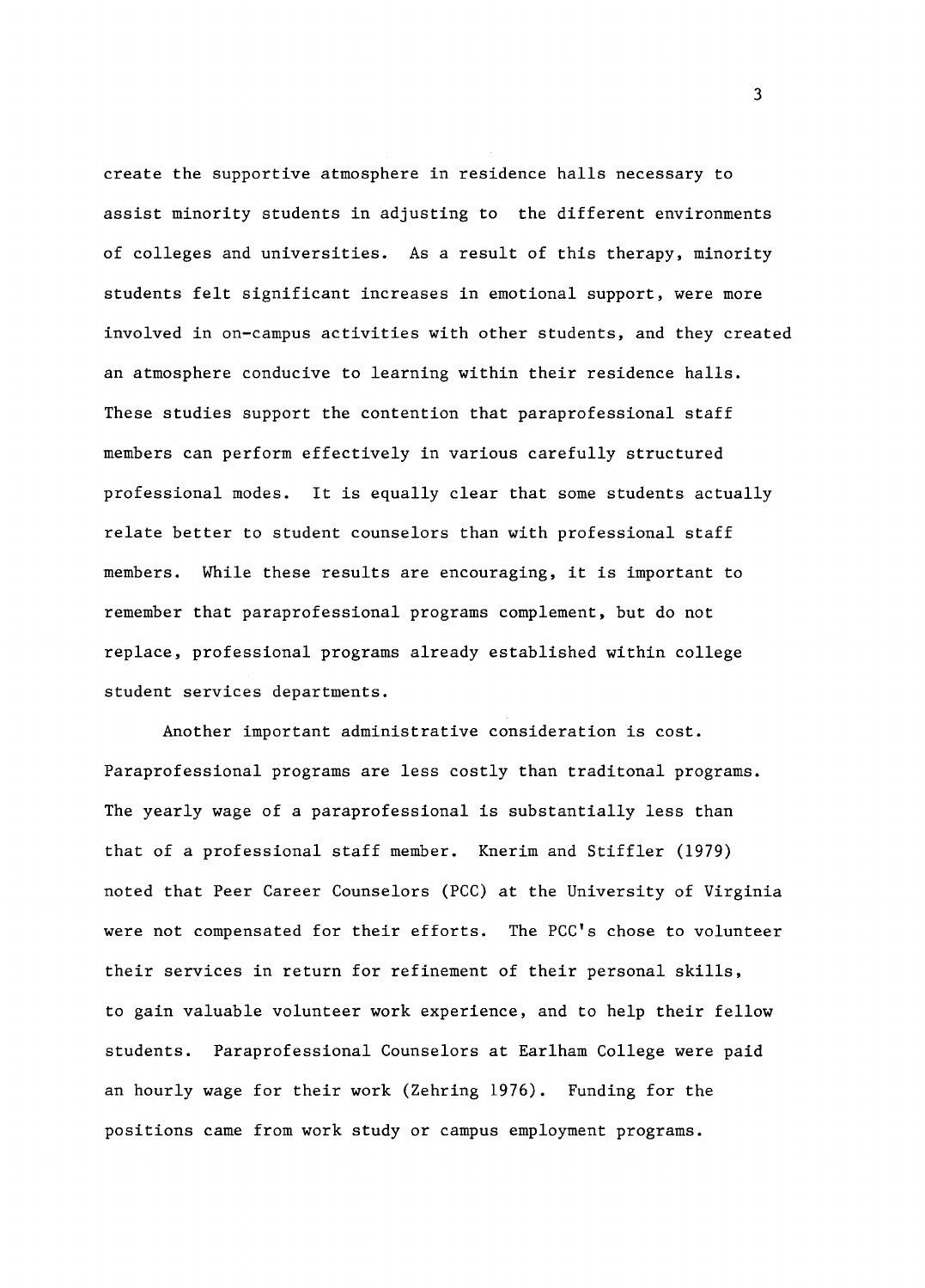create the supportive atmosphere in residence halls necessary to assist minority students in adjusting to the different environments of colleges and universities. As a result of this therapy, minority students felt significant increases in emotional support, were more involved in on-campus activities with other students, and they created an atmosphere conducive to learning within their residence halls. These studies support the contention that paraprofessional staff members can perform effectively in various carefully structured professional modes. It is equally clear that some students actually relate better to student counselors than with professional staff members. While these results are encouraging, it is important to remember that paraprofessional programs complement, but do not replace, professional programs already established within college student services departments.

Another important administrative consideration is cost. Paraprofessional programs are less costly than traditonal programs. The yearly wage of a paraprofessional is substantially less than that of a professional staff member. Knerim and Stiffler (1979) noted that Peer Career Counselors (PCC) at the University of Virginia were not compensated for their efforts. The PCC's chose to volunteer their services in return for refinement of their personal skills, to gain valuable volunteer work experience, and to help their fellow students. Paraprofessional Counselors at Earlham College were paid an hourly wage for their work (Zehring 1976). Funding for the positions came from work study or campus employment programs.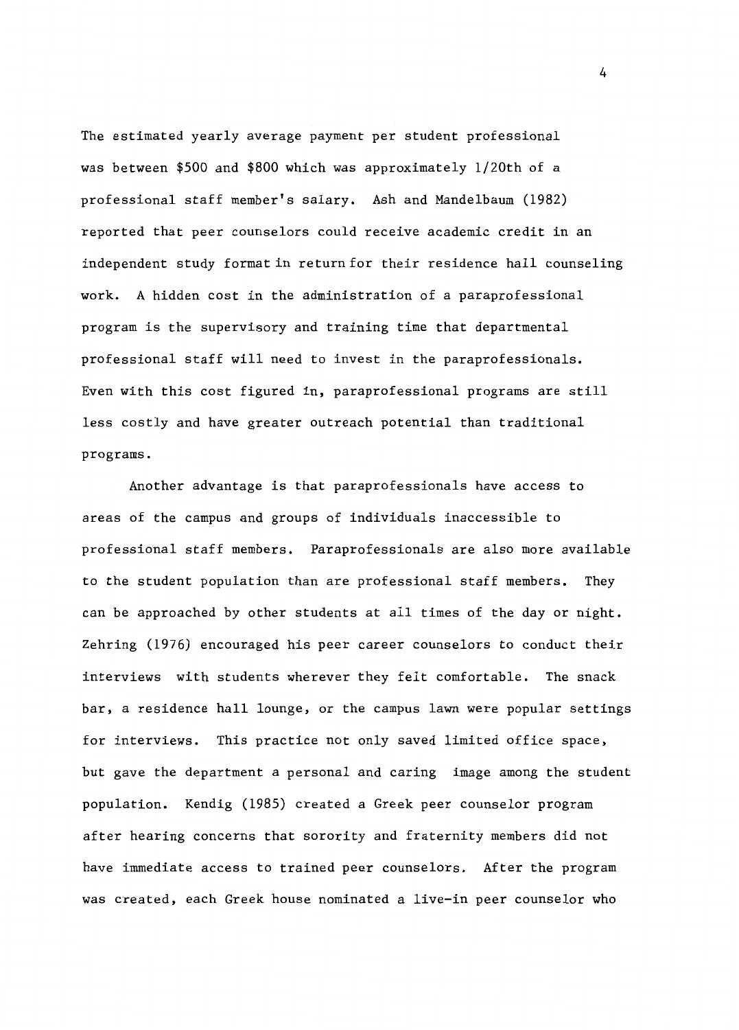The estimated yearly average payment per student professional was between $500 and $800 which was approximately 1/20th of a professional staff member's salary. Ash and Mandelbaum (1982) reported that peer counselors could receive academic credit in an independent study format in return for their residence hall counseling work. A hidden cost in the administration of a paraprofessional program is the supervisory and training time that departmental professional staff will need to invest in the paraprofessionals. Even with this cost figured in, paraprofessional programs are still less costly and have greater outreach potential than traditional programs.

Another advantage is that paraprofessionals have access to areas of the campus and groups of individuals inaccessible to professional staff members. Paraprofessionals are also more available to the student population than are professional staff members. They can be approached by other students at all times of the day or night. Zehring (1976) encouraged his peer career counselors to conduct their interviews with students wherever they felt comfortable. The snack bar, a residence hall lounge, or the campus lawn were popular settings for interviews. This practice not only saved limited office space, but gave the department a personal and caring image among the student population. Kendig (1985) created a Greek peer counselor program after hearing concerns that sorority and fraternity members did not have immediate access to trained peer counselors. After the program was created, each Greek house nominated a live-in peer counselor who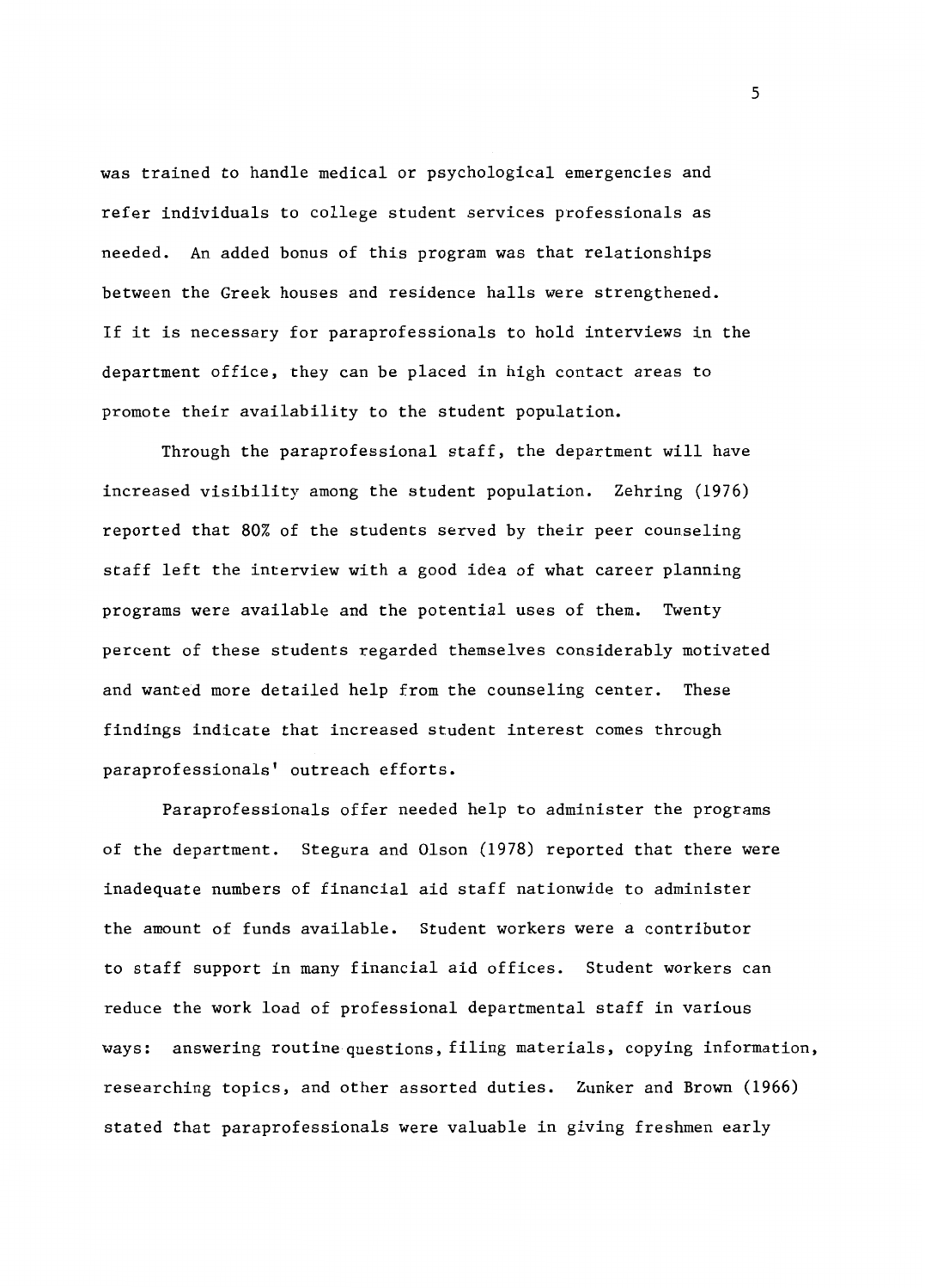was trained to handle medical or psychological emergencies and refer individuals to college student services professionals as needed. An added bonus of this program was that relationships between the Greek houses and residence halls were strengthened. If it is necessary for paraprofessionals to hold interviews in the department office, they can be placed in high contact areas to promote their availability to the student population.

Through the paraprofessional staff, the department will have increased visibility among the student population. Zehring (1976) reported that 80% of the students served by their peer counseling staff left the interview with a good idea of what career planning programs were available and the potential uses of them. Twenty percent of these students regarded themselves considerably motivated and wanted more detailed help from the counseling center. These findings indicate that increased student interest comes through paraprofessionals' outreach efforts.

Paraprofessionals offer needed help to administer the programs of the department. Stegura and Olson (1978) reported that there were inadequate numbers of financial aid staff nationwide to administer the amount of funds available. Student workers were a contributor to staff support in many financial aid offices. Student workers can reduce the work load of professional departmental staff in various ways: answering routine questions, filing materials, copying information, researching topics, and other assorted duties. Zunker and Brown (1966) stated that paraprofessionals were valuable in giving freshmen early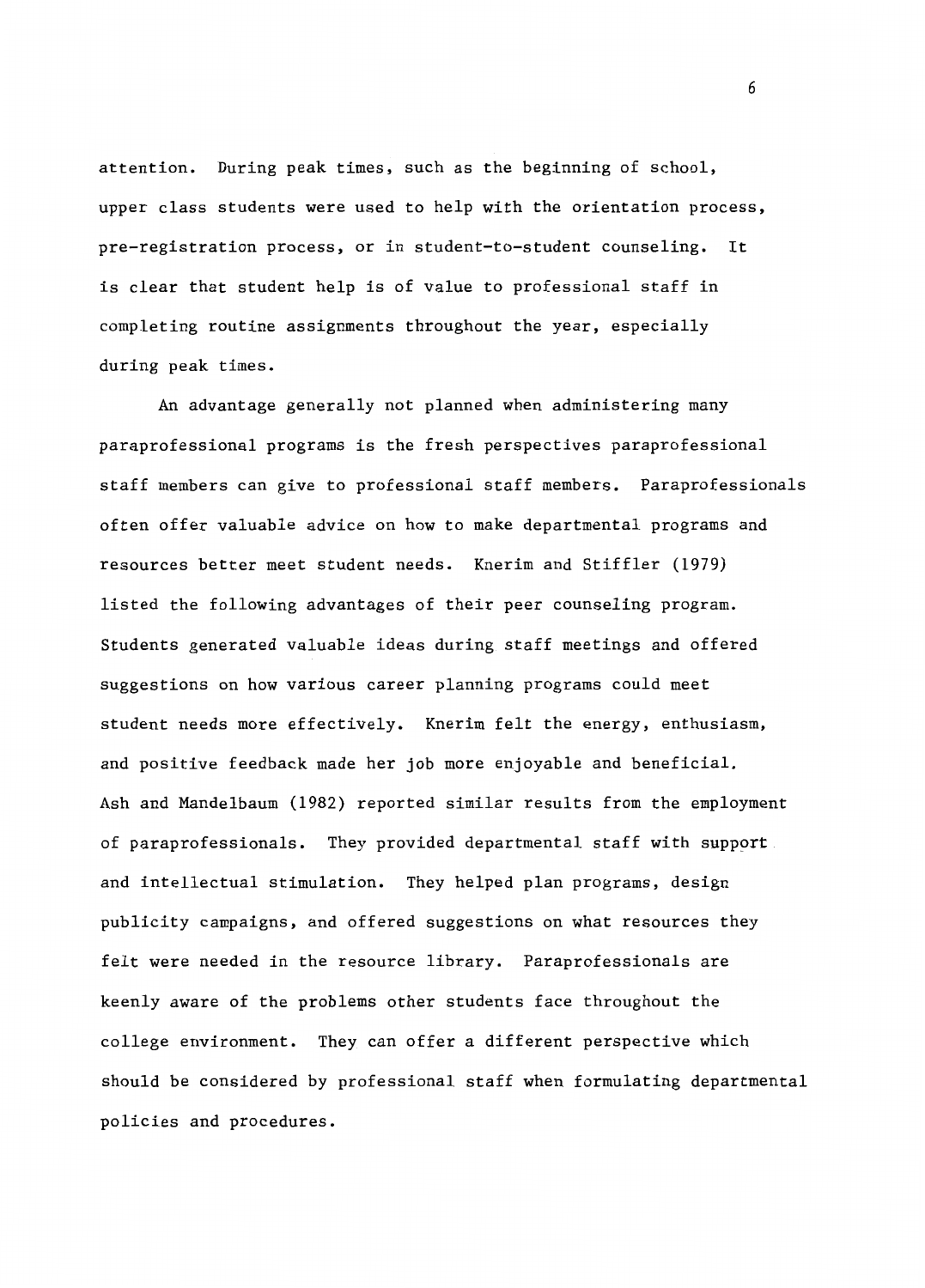attention. During peak times, such as the beginning of school, upper class students were used to help with the orientation process, pre-registration process, or in student-to-student counseling. It is clear that student help is of value to professional staff in completing routine assignments throughout the year, especially during peak times.

An advantage generally not planned when administering many paraprofessional programs is the fresh perspectives paraprofessional staff members can give to professional staff members. Paraprofessionals often offer valuable advice on how to make departmental programs and resources better meet student needs. Knerim and Stiffler (1979) listed the following advantages of their peer counseling program. Students generated valuable ideas during staff meetings and offered suggestions on how various career planning programs could meet student needs more effectively. Knerim felt the energy, enthusiasm, and positive feedback made her job more enjoyable and beneficial. Ash and Mandelbaum (1982) reported similar results from the employment of paraprofessionals. They provided departmental staff with support and intellectual stimulation. They helped plan programs, design publicity campaigns, and offered suggestions on what resources they felt were needed in the resource library. Paraprofessionals are keenly aware of the problems other students face throughout the college environment. They can offer a different perspective which should be considered by professional staff when formulating departmental policies and procedures.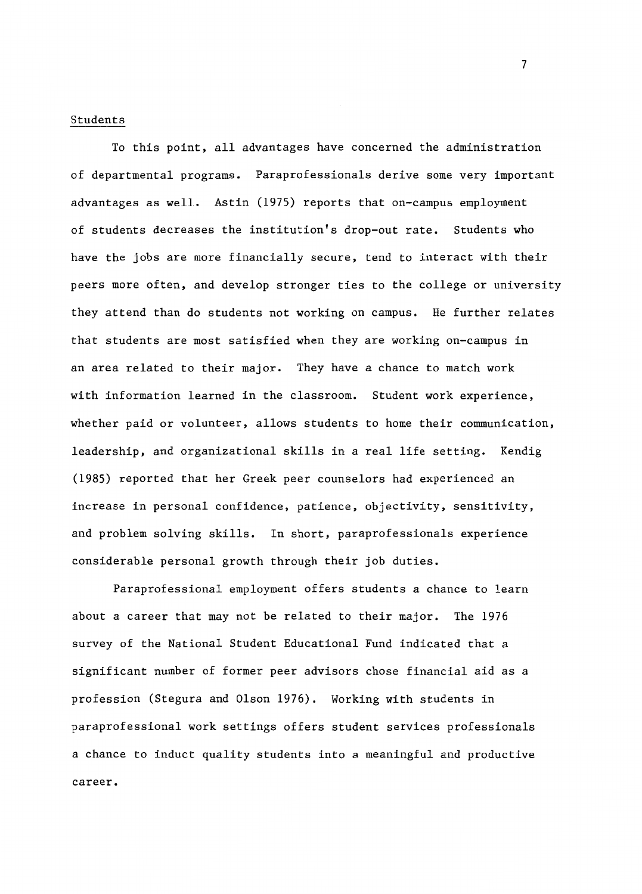## Students

To this point, all advantages have concerned the administration of departmental programs. Paraprofessionals derive some very important advantages as well. Astin (1975) reports that on-campus employment of students decreases the institution's drop-out rate. Students who have the jobs are more financially secure, tend to interact with their peers more often, and develop stronger ties to the college or university they attend than do students not working on campus. He further relates that students are most satisfied when they are working on-campus in an area related to their major. They have a chance to match work with information learned in the classroom. Student work experience, whether paid or volunteer, allows students to home their communication, leadership, and organizational skills in a real life setting. Kendig (1985) reported that her Greek peer counselors had experienced an increase in personal confidence, patience, objectivity, sensitivity, and problem solving skills. In short, paraprofessionals experience considerable personal growth through their job duties.

Paraprofessional employment offers students a chance to learn about a career that may not be related to their major. The 1976 survey of the National Student Educational Fund indicated that a significant number of former peer advisors chose financial aid as a profession (Stegura and Olson 1976). Working with students in paraprofessional work settings offers student services professionals a chance to induct quality students into a meaningful and productive career.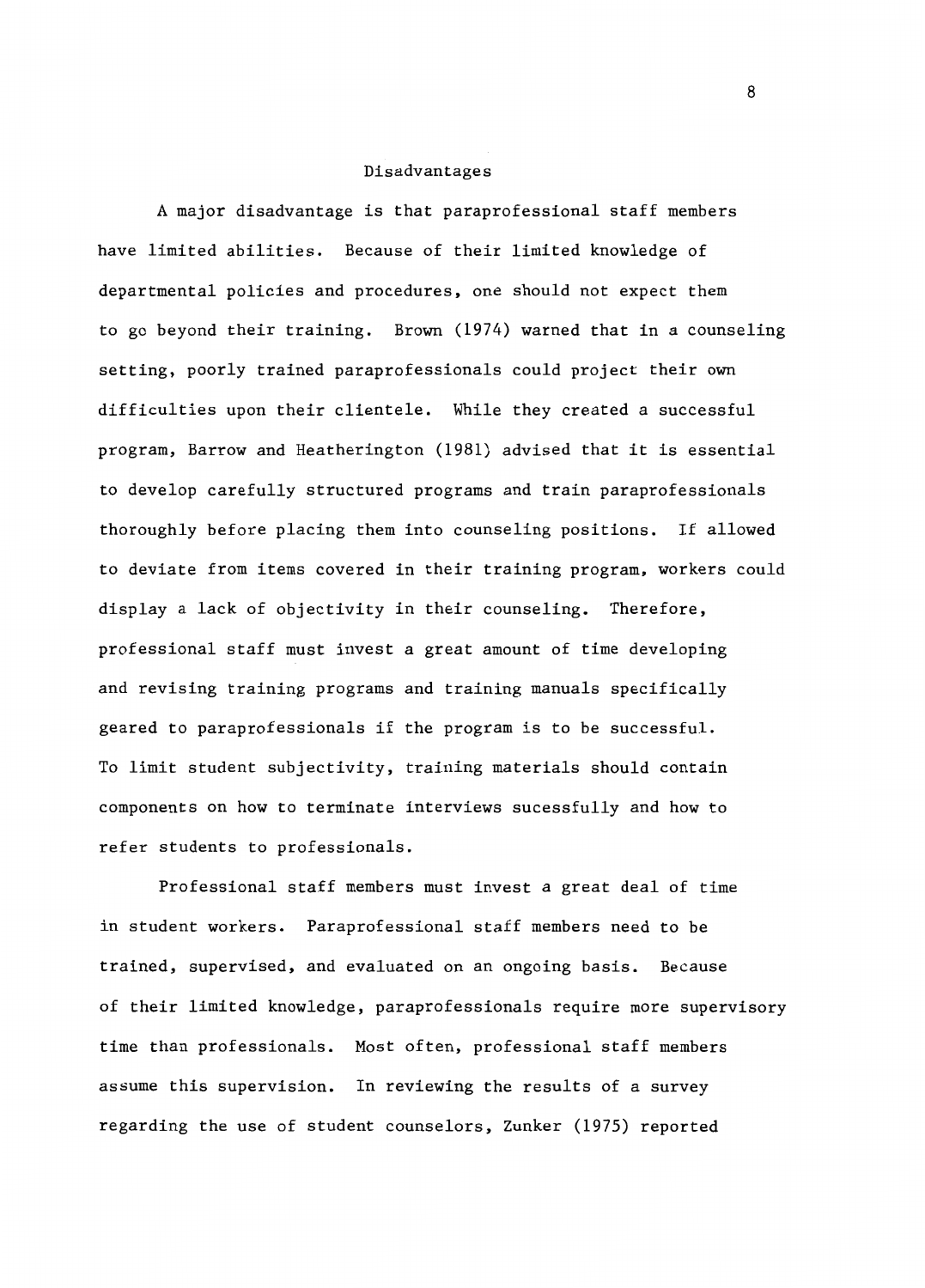## Disadvantages

A major disadvantage is that paraprofessional staff members have limited abilities. Because of their limited knowledge of departmental policies and procedures, one should not expect them to go beyond their training. Brown (1974) warned that in a counseling setting, poorly trained paraprofessionals could project their own difficulties upon their clientele. While they created a successful program, Barrow and Heatherington (1981) advised that it is essential to develop carefully structured programs and train paraprofessionals thoroughly before placing them into counseling positions. If allowed to deviate from items covered in their training program, workers could display a lack of objectivity in their counseling. Therefore, professional staff must invest a great amount of time developing and revising training programs and training manuals specifically geared to paraprofessionals if the program is to be successful. To limit student subjectivity, training materials should contain components on how to terminate interviews sucessfully and how to refer students to professionals.

Professional staff members must invest a great deal of time in student workers. Paraprofessional staff members need to be trained, supervised, and evaluated on an ongoing basis. Because of their limited knowledge, paraprofessionals require more supervisory time than professionals. Most often, professional staff members assume this supervision. In reviewing the results of a survey regarding the use of student counselors, Zunker (1975) reported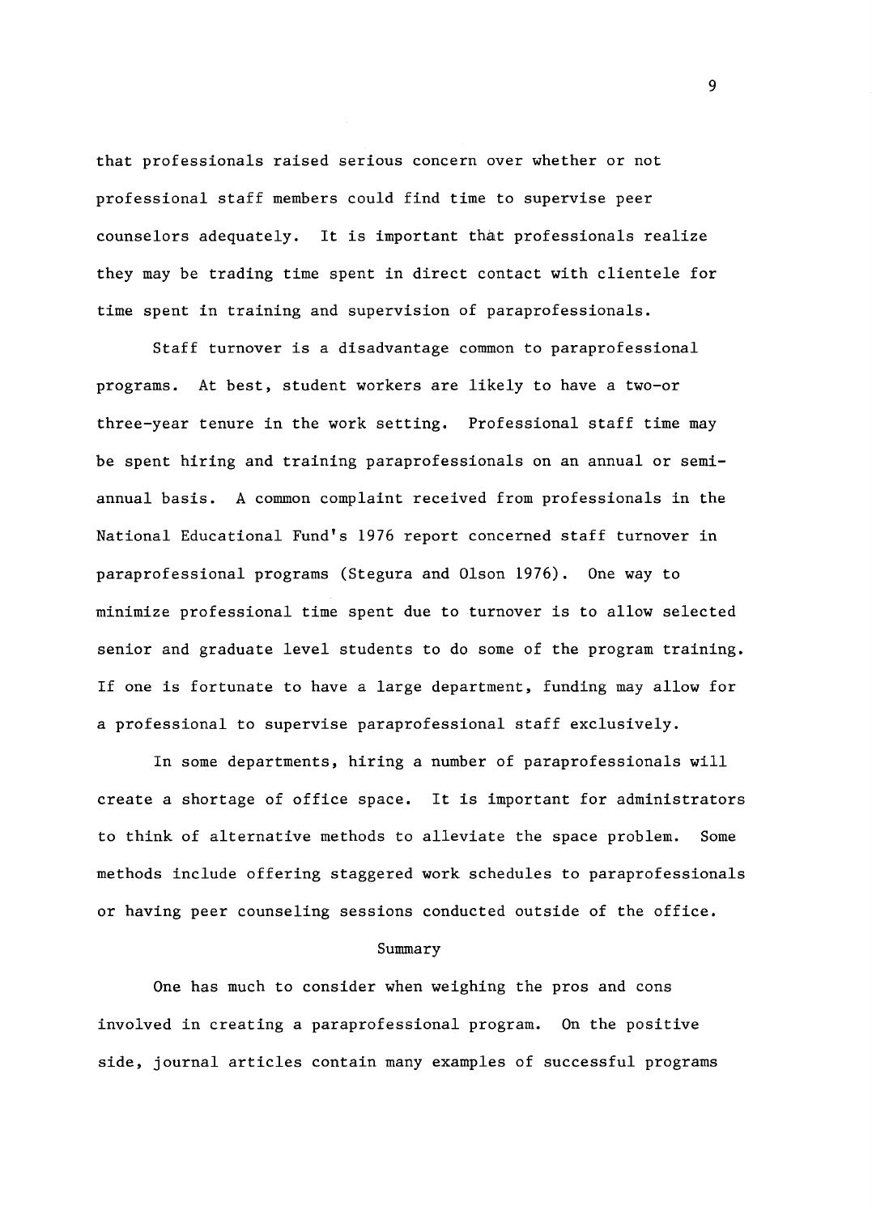that professionals raised serious concern over whether or not professional staff members could find time to supervise peer counselors adequately. It is important that professionals realize they may be trading time spent in direct contact with clientele for time spent in training and supervision of paraprofessionals.

Staff turnover is a disadvantage common to paraprofessional programs. At best, student workers are likely to have a two-or three-year tenure in the work setting. Professional staff time may be spent hiring and training paraprofessionals on an annual or semi-annual basis. A common complaint received from professionals in the National Educational Fund's 1976 report concerned staff turnover in paraprofessional programs (Stegura and Olson 1976). One way to minimize professional time spent due to turnover is to allow selected senior and graduate level students to do some of the program training. If one is fortunate to have a large department, funding may allow for a professional to supervise paraprofessional staff exclusively.

In some departments, hiring a number of paraprofessionals will create a shortage of office space. It is important for administrators to think of alternative methods to alleviate the space problem. Some methods include offering staggered work schedules to paraprofessionals or having peer counseling sessions conducted outside of the office.

## Summary

One has much to consider when weighing the pros and cons involved in creating a paraprofessional program. On the positive side, journal articles contain many examples of successful programs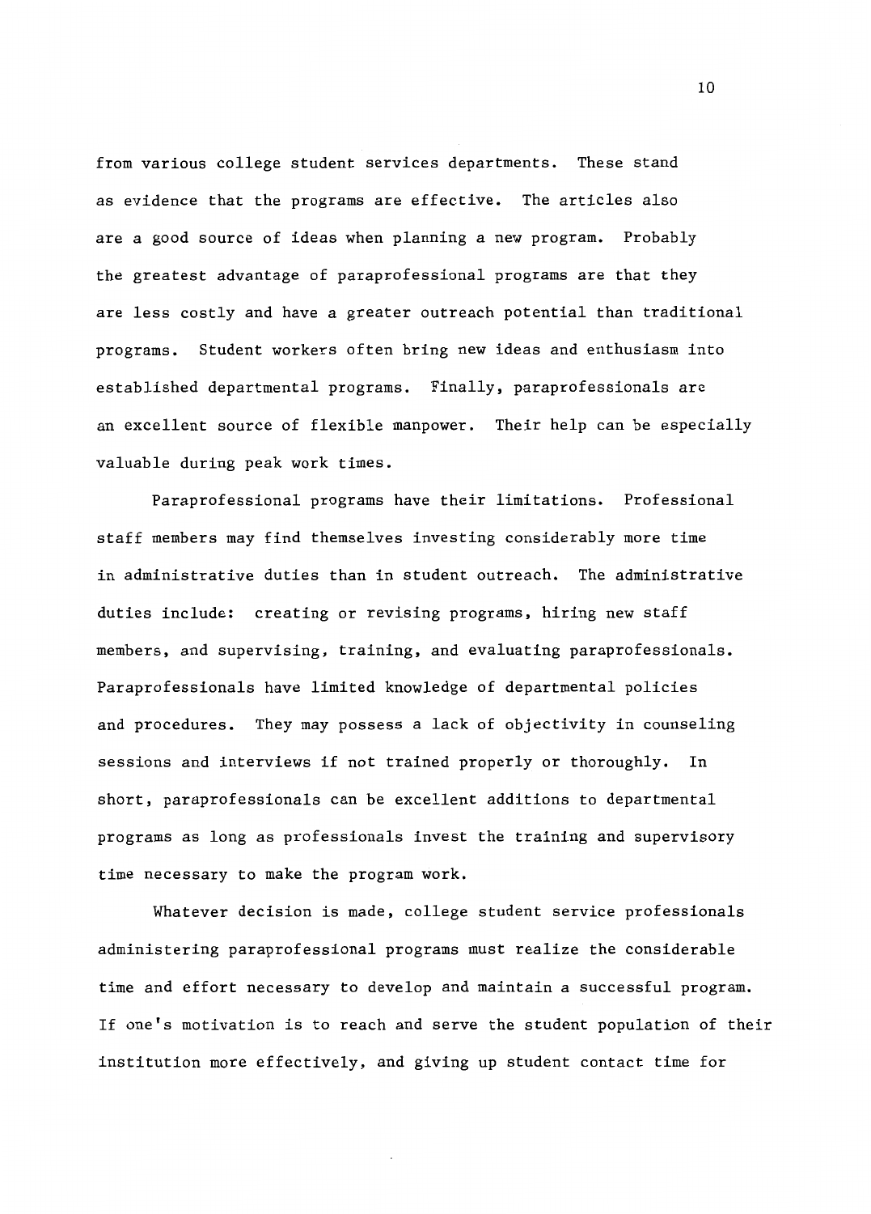from various college student services departments. These stand as evidence that the programs are effective. The articles also are a good source of ideas when planning a new program. Probably the greatest advantage of paraprofessional programs are that they are less costly and have a greater outreach potential than traditional programs. Student workers often bring new ideas and enthusiasm into established departmental programs. Finally, paraprofessionals are an excellent source of flexible manpower. Their help can be especially valuable during peak work times.

Paraprofessional programs have their limitations. Professional staff members may find themselves investing considerably more time in administrative duties than in student outreach. The administrative duties include: creating or revising programs, hiring new staff members, and supervising, training, and evaluating paraprofessionals. Paraprofessionals have limited knowledge of departmental policies and procedures. They may possess a lack of objectivity in counseling sessions and interviews if not trained properly or thoroughly. In short, paraprofessionals can be excellent additions to departmental programs as long as professionals invest the training and supervisory time necessary to make the program work.

Whatever decision is made, college student service professionals administering paraprofessional programs must realize the considerable time and effort necessary to develop and maintain a successful program. If one's motivation is to reach and serve the student population of their institution more effectively, and giving up student contact time for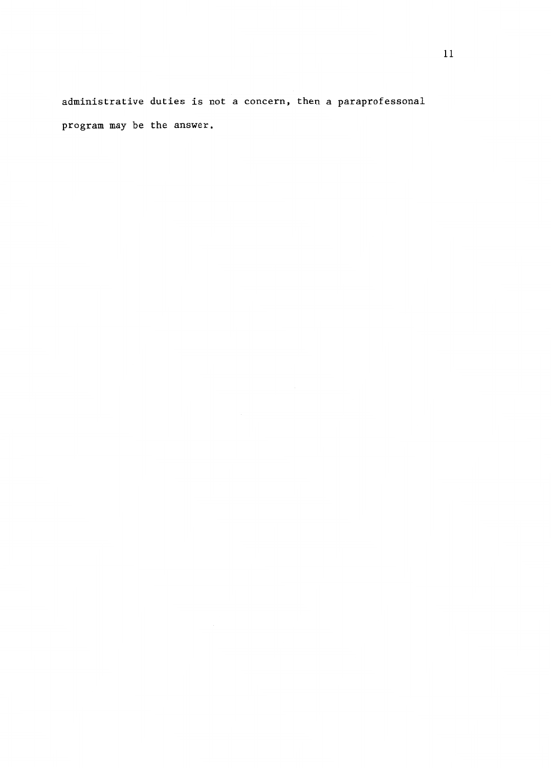administrative duties is not a concern, then a paraprofessonal program may be the answer.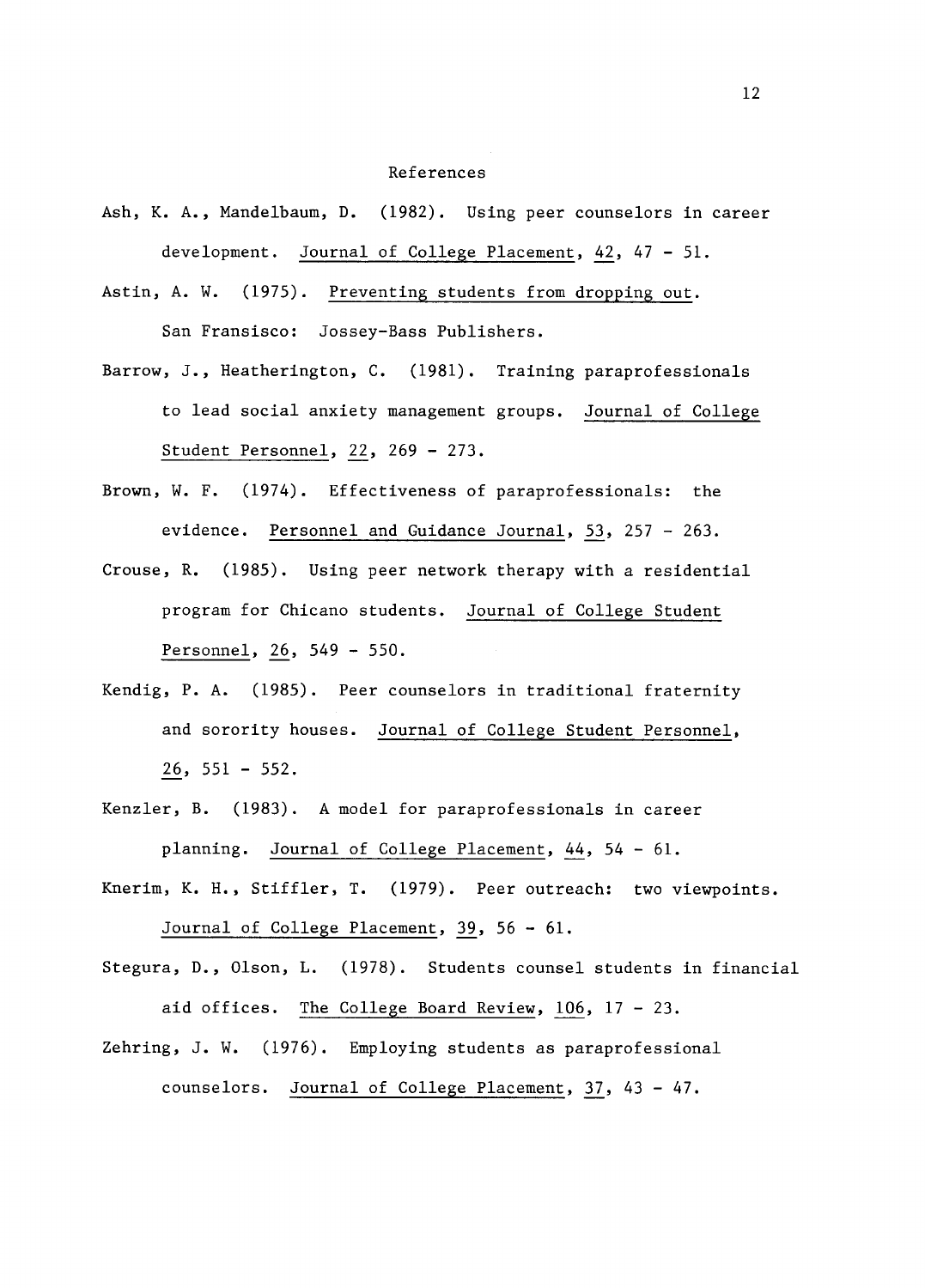# References

Ash, K. A., Mandelbaum, D. (1982). Using peer counselors in career development. Journal of College Placement, 42, 47 - 51.

Astin, A. W. (1975). Preventing students from dropping out. San Fransisco: Jossey-Bass Publishers.

Barrow, J., Heatherington, C. (1981). Training paraprofessionals to lead social anxiety management groups. Journal of College Student Personnel, 22, 269 - 273.

Brown, W. F. (1974). Effectiveness of paraprofessionals: the evidence. Personnel and Guidance Journal, 53, 257 - 263.

Crouse, R. (1985). Using peer network therapy with a residential program for Chicano students. Journal of College Student Personnel, 26, 549 - 550.

Kendig, P. A. (1985). Peer counselors in traditional fraternity and sorority houses. Journal of College Student Personnel, 26, 551 - 552.

Kenzler, B. (1983). A model for paraprofessionals in career planning. Journal of College Placement, 44, 54 - 61.

Knerim, K. H., Stiffler, T. (1979). Peer outreach: two viewpoints. Journal of College Placement, 39, 56 - 61.

Stegura, D., Olson, L. (1978). Students counsel students in financial aid offices. The College Board Review, 106, 17 - 23.

Zehring, J. W. (1976). Employing students as paraprofessional counselors. Journal of College Placement, 37, 43 - 47.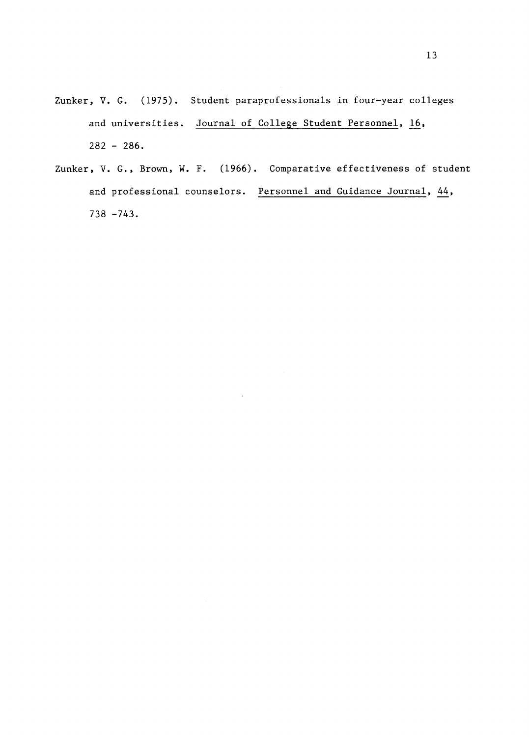Zunker, V. G. (1975). Student paraprofessionals in four-year colleges and universities. *Journal of College Student Personnel*, *16*, 282 - 286.

Zunker, V. G., Brown, W. F. (1966). Comparative effectiveness of student and professional counselors. *Personnel and Guidance Journal*, *44*, 738 -743.